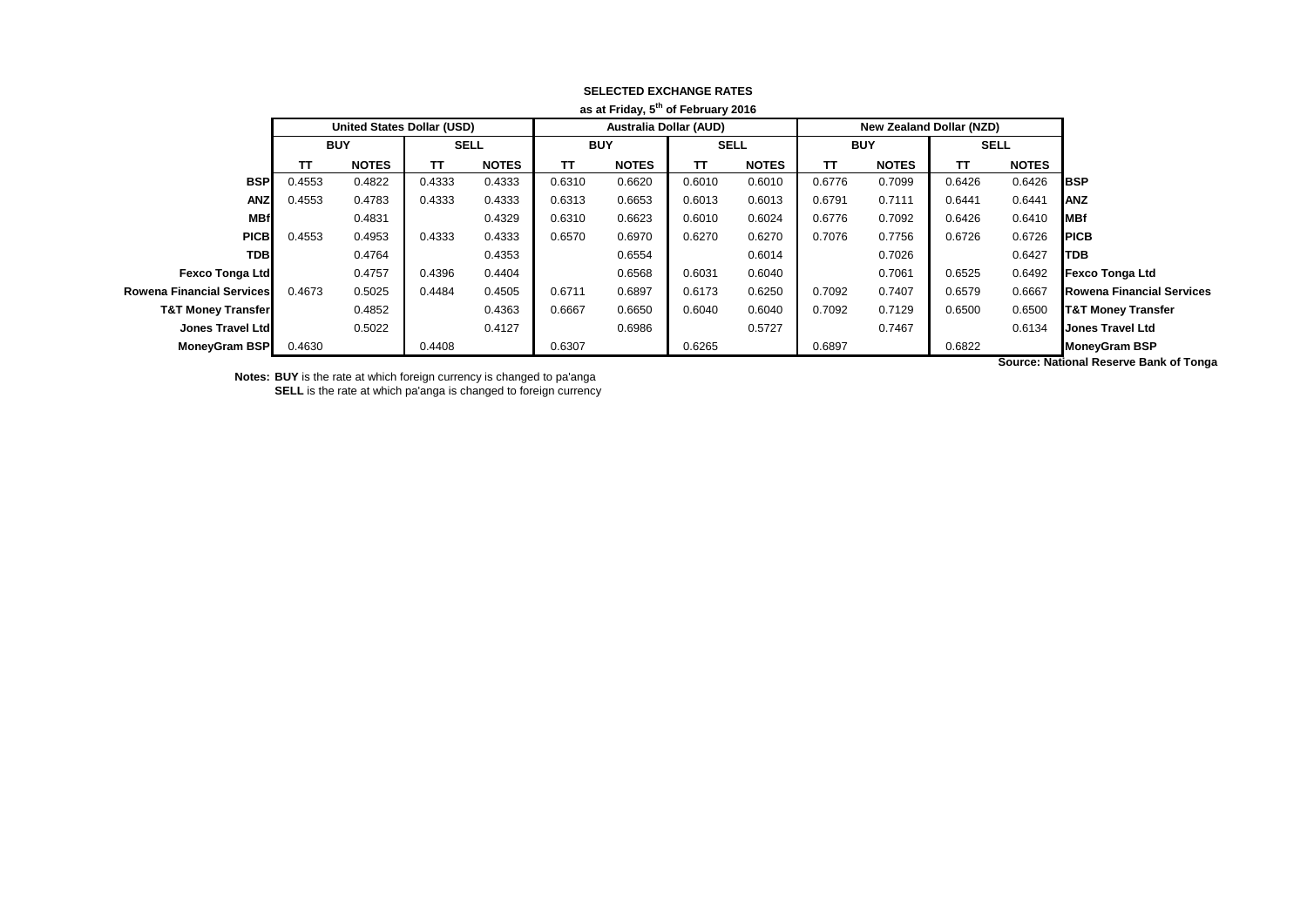**SELECTED EXCHANGE RATES**

**as at Friday, 5th of February 2016**

| | United States Dollar (USD) | | | | Australia Dollar (AUD) | | | | New Zealand Dollar (NZD) | | | | |
|---|---|---|---|---|---|---|---|---|---|---|---|---|---|
| | BUY | | SELL | | BUY | | SELL | | BUY | | SELL | | |
| | TT | NOTES | TT | NOTES | TT | NOTES | TT | NOTES | TT | NOTES | TT | NOTES | |
| **BSP** | 0.4553 | 0.4822 | 0.4333 | 0.4333 | 0.6310 | 0.6620 | 0.6010 | 0.6010 | 0.6776 | 0.7099 | 0.6426 | 0.6426 | **BSP** |
| **ANZ** | 0.4553 | 0.4783 | 0.4333 | 0.4333 | 0.6313 | 0.6653 | 0.6013 | 0.6013 | 0.6791 | 0.7111 | 0.6441 | 0.6441 | **ANZ** |
| **MBf** | | 0.4831 | | 0.4329 | 0.6310 | 0.6623 | 0.6010 | 0.6024 | 0.6776 | 0.7092 | 0.6426 | 0.6410 | **MBf** |
| **PICB** | 0.4553 | 0.4953 | 0.4333 | 0.4333 | 0.6570 | 0.6970 | 0.6270 | 0.6270 | 0.7076 | 0.7756 | 0.6726 | 0.6726 | **PICB** |
| **TDB** | | 0.4764 | | 0.4353 | | 0.6554 | | 0.6014 | | 0.7026 | | 0.6427 | **TDB** |
| **Fexco Tonga Ltd** | | 0.4757 | 0.4396 | 0.4404 | | 0.6568 | 0.6031 | 0.6040 | | 0.7061 | 0.6525 | 0.6492 | **Fexco Tonga Ltd** |
| **Rowena Financial Services** | 0.4673 | 0.5025 | 0.4484 | 0.4505 | 0.6711 | 0.6897 | 0.6173 | 0.6250 | 0.7092 | 0.7407 | 0.6579 | 0.6667 | **Rowena Financial Services** |
| **T&T Money Transfer** | | 0.4852 | | 0.4363 | 0.6667 | 0.6650 | 0.6040 | 0.6040 | 0.7092 | 0.7129 | 0.6500 | 0.6500 | **T&T Money Transfer** |
| **Jones Travel Ltd** | | 0.5022 | | 0.4127 | | 0.6986 | | 0.5727 | | 0.7467 | | 0.6134 | **Jones Travel Ltd** |
| **MoneyGram BSP** | 0.4630 | | 0.4408 | | 0.6307 | | 0.6265 | | 0.6897 | | 0.6822 | | **MoneyGram BSP** |

**Source: National Reserve Bank of Tonga**

**Notes:** **BUY** is the rate at which foreign currency is changed to pa'anga
**SELL** is the rate at which pa'anga is changed to foreign currency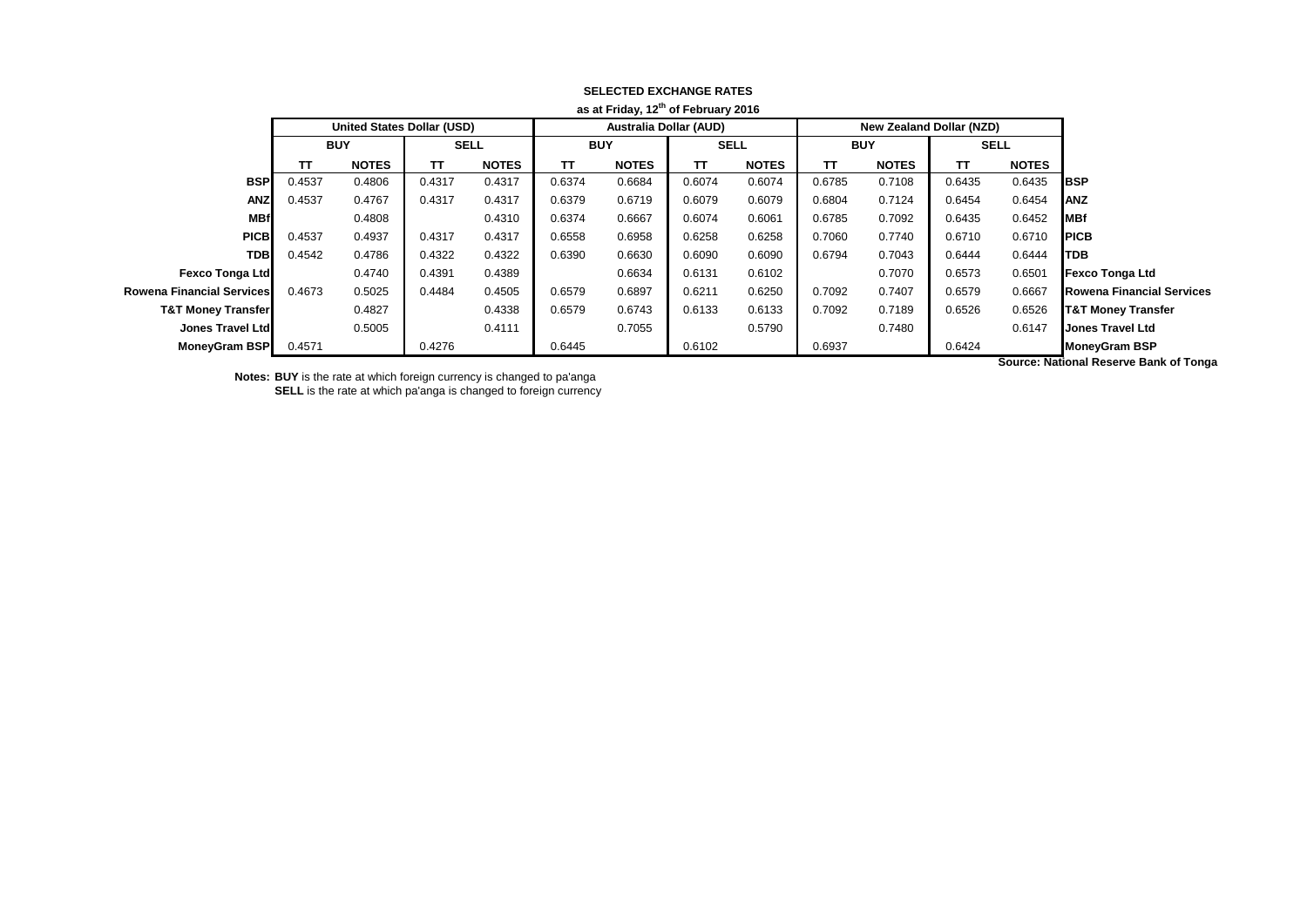**SELECTED EXCHANGE RATES**

**as at Friday, 12th of February 2016**

| | United States Dollar (USD) | | | | Australia Dollar (AUD) | | | | New Zealand Dollar (NZD) | | | | |
|---|---|---|---|---|---|---|---|---|---|---|---|---|---|
| | BUY | | SELL | | BUY | | SELL | | BUY | | SELL | | |
| | TT | NOTES | TT | NOTES | TT | NOTES | TT | NOTES | TT | NOTES | TT | NOTES | |
| **BSP** | 0.4537 | 0.4806 | 0.4317 | 0.4317 | 0.6374 | 0.6684 | 0.6074 | 0.6074 | 0.6785 | 0.7108 | 0.6435 | 0.6435 | **BSP** |
| **ANZ** | 0.4537 | 0.4767 | 0.4317 | 0.4317 | 0.6379 | 0.6719 | 0.6079 | 0.6079 | 0.6804 | 0.7124 | 0.6454 | 0.6454 | **ANZ** |
| **MBf** | | 0.4808 | | 0.4310 | 0.6374 | 0.6667 | 0.6074 | 0.6061 | 0.6785 | 0.7092 | 0.6435 | 0.6452 | **MBf** |
| **PICB** | 0.4537 | 0.4937 | 0.4317 | 0.4317 | 0.6558 | 0.6958 | 0.6258 | 0.6258 | 0.7060 | 0.7740 | 0.6710 | 0.6710 | **PICB** |
| **TDB** | 0.4542 | 0.4786 | 0.4322 | 0.4322 | 0.6390 | 0.6630 | 0.6090 | 0.6090 | 0.6794 | 0.7043 | 0.6444 | 0.6444 | **TDB** |
| **Fexco Tonga Ltd** | | 0.4740 | 0.4391 | 0.4389 | | 0.6634 | 0.6131 | 0.6102 | | 0.7070 | 0.6573 | 0.6501 | **Fexco Tonga Ltd** |
| **Rowena Financial Services** | 0.4673 | 0.5025 | 0.4484 | 0.4505 | 0.6579 | 0.6897 | 0.6211 | 0.6250 | 0.7092 | 0.7407 | 0.6579 | 0.6667 | **Rowena Financial Services** |
| **T&T Money Transfer** | | 0.4827 | | 0.4338 | 0.6579 | 0.6743 | 0.6133 | 0.6133 | 0.7092 | 0.7189 | 0.6526 | 0.6526 | **T&T Money Transfer** |
| **Jones Travel Ltd** | | 0.5005 | | 0.4111 | | 0.7055 | | 0.5790 | | 0.7480 | | 0.6147 | **Jones Travel Ltd** |
| **MoneyGram BSP** | 0.4571 | | 0.4276 | | 0.6445 | | 0.6102 | | 0.6937 | | 0.6424 | | **MoneyGram BSP** |

**Source: National Reserve Bank of Tonga**

**Notes:** **BUY** is the rate at which foreign currency is changed to pa'anga
**SELL** is the rate at which pa'anga is changed to foreign currency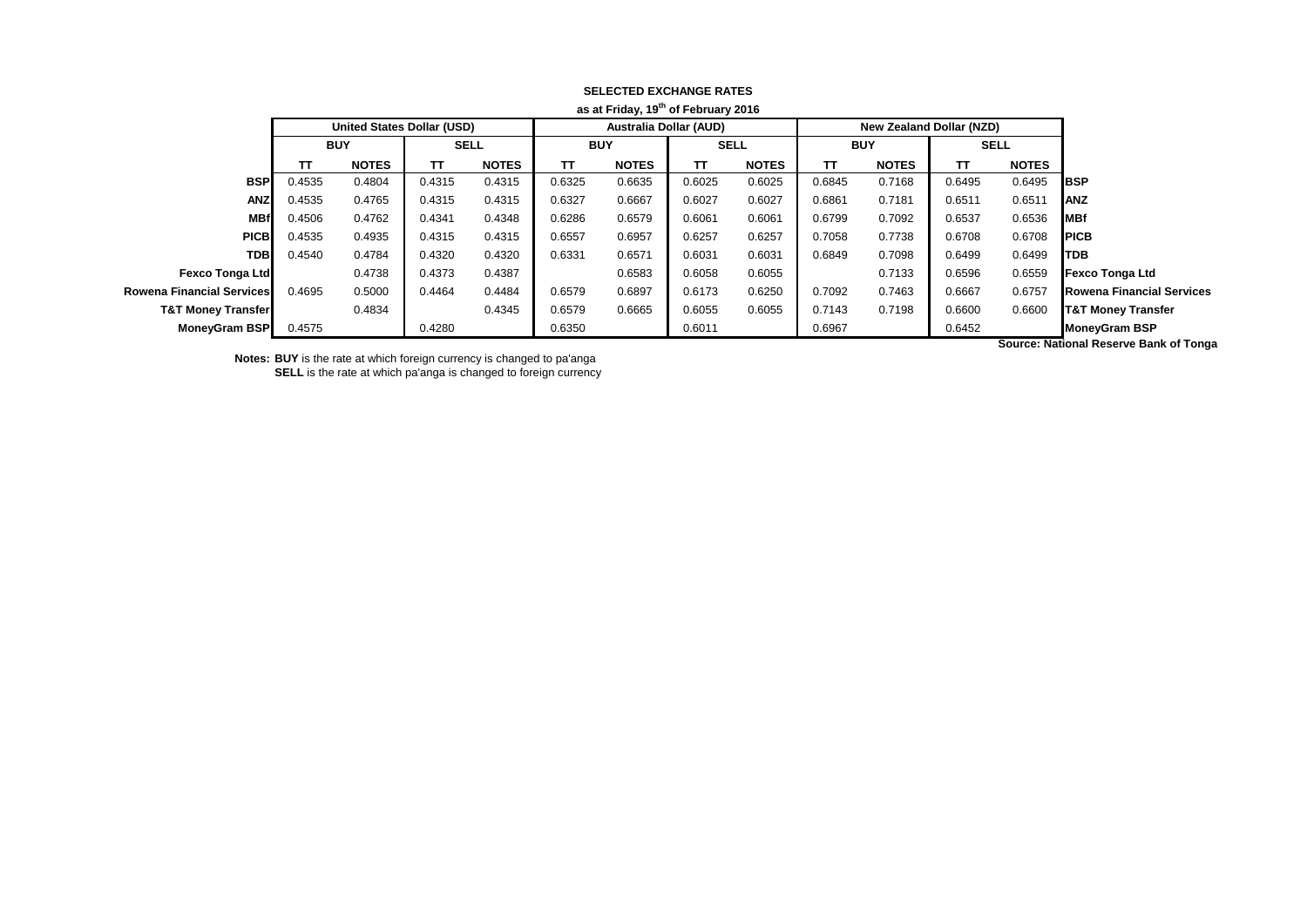**SELECTED EXCHANGE RATES**

**as at Friday, 19th of February 2016**

| | United States Dollar (USD) | | | | Australia Dollar (AUD) | | | | New Zealand Dollar (NZD) | | | | |
|---|---|---|---|---|---|---|---|---|---|---|---|---|---|
| | BUY | | SELL | | BUY | | SELL | | BUY | | SELL | | |
| | TT | NOTES | TT | NOTES | TT | NOTES | TT | NOTES | TT | NOTES | TT | NOTES | |
| **BSP** | 0.4535 | 0.4804 | 0.4315 | 0.4315 | 0.6325 | 0.6635 | 0.6025 | 0.6025 | 0.6845 | 0.7168 | 0.6495 | 0.6495 | **BSP** |
| **ANZ** | 0.4535 | 0.4765 | 0.4315 | 0.4315 | 0.6327 | 0.6667 | 0.6027 | 0.6027 | 0.6861 | 0.7181 | 0.6511 | 0.6511 | **ANZ** |
| **MBf** | 0.4506 | 0.4762 | 0.4341 | 0.4348 | 0.6286 | 0.6579 | 0.6061 | 0.6061 | 0.6799 | 0.7092 | 0.6537 | 0.6536 | **MBf** |
| **PICB** | 0.4535 | 0.4935 | 0.4315 | 0.4315 | 0.6557 | 0.6957 | 0.6257 | 0.6257 | 0.7058 | 0.7738 | 0.6708 | 0.6708 | **PICB** |
| **TDB** | 0.4540 | 0.4784 | 0.4320 | 0.4320 | 0.6331 | 0.6571 | 0.6031 | 0.6031 | 0.6849 | 0.7098 | 0.6499 | 0.6499 | **TDB** |
| **Fexco Tonga Ltd** | | 0.4738 | 0.4373 | 0.4387 | | 0.6583 | 0.6058 | 0.6055 | | 0.7133 | 0.6596 | 0.6559 | **Fexco Tonga Ltd** |
| **Rowena Financial Services** | 0.4695 | 0.5000 | 0.4464 | 0.4484 | 0.6579 | 0.6897 | 0.6173 | 0.6250 | 0.7092 | 0.7463 | 0.6667 | 0.6757 | **Rowena Financial Services** |
| **T&T Money Transfer** | | 0.4834 | | 0.4345 | 0.6579 | 0.6665 | 0.6055 | 0.6055 | 0.7143 | 0.7198 | 0.6600 | 0.6600 | **T&T Money Transfer** |
| **MoneyGram BSP** | 0.4575 | | 0.4280 | | 0.6350 | | 0.6011 | | 0.6967 | | 0.6452 | | **MoneyGram BSP** |

**Source: National Reserve Bank of Tonga**

**Notes:** **BUY** is the rate at which foreign currency is changed to pa'anga
**SELL** is the rate at which pa'anga is changed to foreign currency